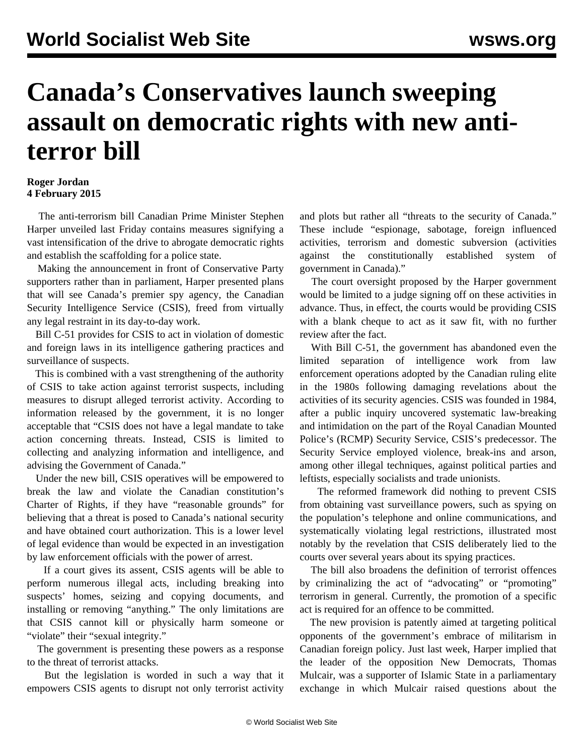# Canada's Conservatives launch sweeping assault on democratic rights with new anti-terror bill

**Roger Jordan**
**4 February 2015**

The anti-terrorism bill Canadian Prime Minister Stephen Harper unveiled last Friday contains measures signifying a vast intensification of the drive to abrogate democratic rights and establish the scaffolding for a police state.

Making the announcement in front of Conservative Party supporters rather than in parliament, Harper presented plans that will see Canada's premier spy agency, the Canadian Security Intelligence Service (CSIS), freed from virtually any legal restraint in its day-to-day work.

Bill C-51 provides for CSIS to act in violation of domestic and foreign laws in its intelligence gathering practices and surveillance of suspects.

This is combined with a vast strengthening of the authority of CSIS to take action against terrorist suspects, including measures to disrupt alleged terrorist activity. According to information released by the government, it is no longer acceptable that "CSIS does not have a legal mandate to take action concerning threats. Instead, CSIS is limited to collecting and analyzing information and intelligence, and advising the Government of Canada."

Under the new bill, CSIS operatives will be empowered to break the law and violate the Canadian constitution's Charter of Rights, if they have "reasonable grounds" for believing that a threat is posed to Canada's national security and have obtained court authorization. This is a lower level of legal evidence than would be expected in an investigation by law enforcement officials with the power of arrest.

If a court gives its assent, CSIS agents will be able to perform numerous illegal acts, including breaking into suspects' homes, seizing and copying documents, and installing or removing "anything." The only limitations are that CSIS cannot kill or physically harm someone or "violate" their "sexual integrity."

The government is presenting these powers as a response to the threat of terrorist attacks.

But the legislation is worded in such a way that it empowers CSIS agents to disrupt not only terrorist activity and plots but rather all "threats to the security of Canada." These include "espionage, sabotage, foreign influenced activities, terrorism and domestic subversion (activities against the constitutionally established system of government in Canada)."

The court oversight proposed by the Harper government would be limited to a judge signing off on these activities in advance. Thus, in effect, the courts would be providing CSIS with a blank cheque to act as it saw fit, with no further review after the fact.

With Bill C-51, the government has abandoned even the limited separation of intelligence work from law enforcement operations adopted by the Canadian ruling elite in the 1980s following damaging revelations about the activities of its security agencies. CSIS was founded in 1984, after a public inquiry uncovered systematic law-breaking and intimidation on the part of the Royal Canadian Mounted Police's (RCMP) Security Service, CSIS's predecessor. The Security Service employed violence, break-ins and arson, among other illegal techniques, against political parties and leftists, especially socialists and trade unionists.

The reformed framework did nothing to prevent CSIS from obtaining vast surveillance powers, such as spying on the population's telephone and online communications, and systematically violating legal restrictions, illustrated most notably by the revelation that CSIS deliberately lied to the courts over several years about its spying practices.

The bill also broadens the definition of terrorist offences by criminalizing the act of "advocating" or "promoting" terrorism in general. Currently, the promotion of a specific act is required for an offence to be committed.

The new provision is patently aimed at targeting political opponents of the government's embrace of militarism in Canadian foreign policy. Just last week, Harper implied that the leader of the opposition New Democrats, Thomas Mulcair, was a supporter of Islamic State in a parliamentary exchange in which Mulcair raised questions about the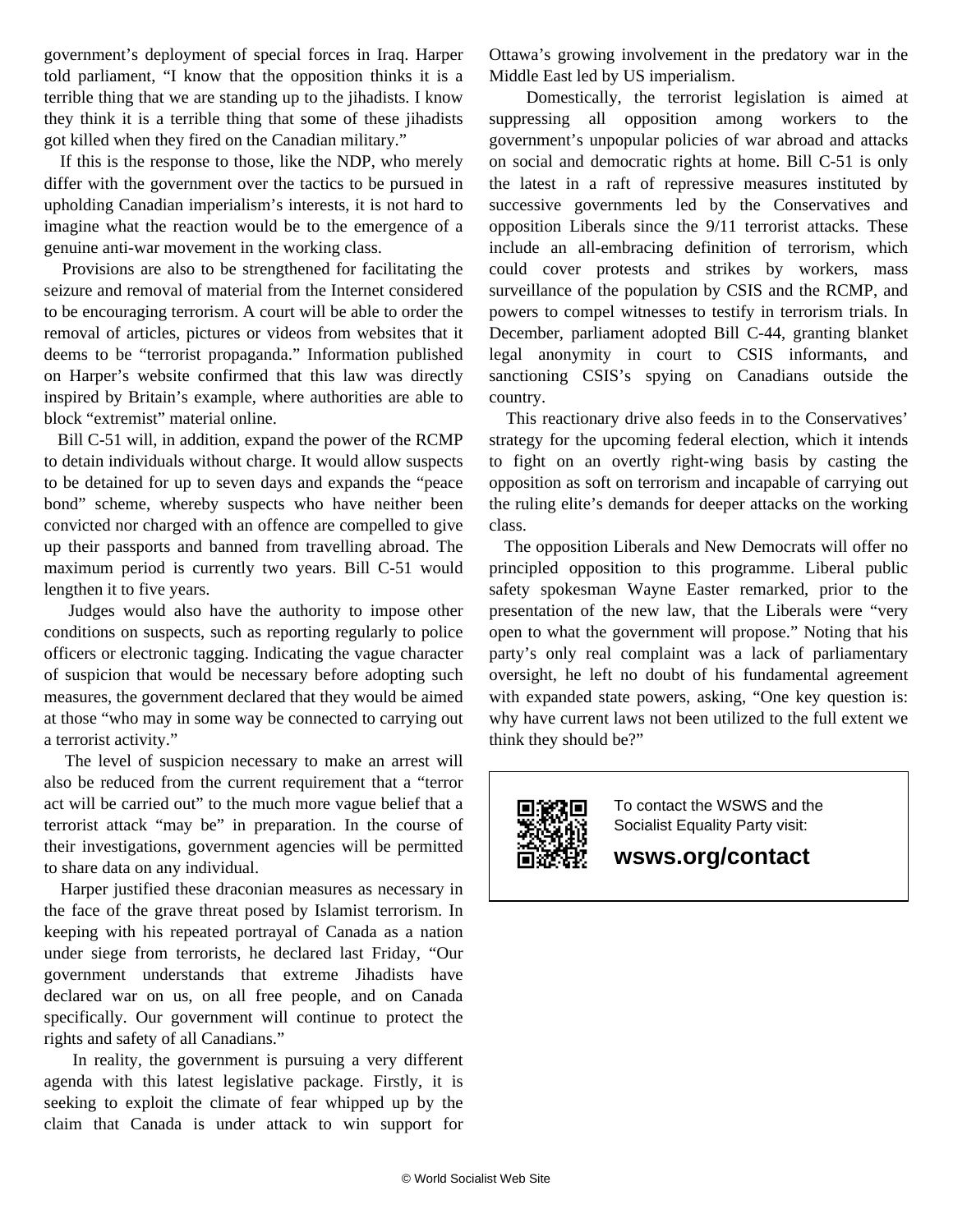government's deployment of special forces in Iraq. Harper told parliament, "I know that the opposition thinks it is a terrible thing that we are standing up to the jihadists. I know they think it is a terrible thing that some of these jihadists got killed when they fired on the Canadian military."

If this is the response to those, like the NDP, who merely differ with the government over the tactics to be pursued in upholding Canadian imperialism's interests, it is not hard to imagine what the reaction would be to the emergence of a genuine anti-war movement in the working class.

Provisions are also to be strengthened for facilitating the seizure and removal of material from the Internet considered to be encouraging terrorism. A court will be able to order the removal of articles, pictures or videos from websites that it deems to be "terrorist propaganda." Information published on Harper's website confirmed that this law was directly inspired by Britain's example, where authorities are able to block "extremist" material online.

Bill C-51 will, in addition, expand the power of the RCMP to detain individuals without charge. It would allow suspects to be detained for up to seven days and expands the "peace bond" scheme, whereby suspects who have neither been convicted nor charged with an offence are compelled to give up their passports and banned from travelling abroad. The maximum period is currently two years. Bill C-51 would lengthen it to five years.

Judges would also have the authority to impose other conditions on suspects, such as reporting regularly to police officers or electronic tagging. Indicating the vague character of suspicion that would be necessary before adopting such measures, the government declared that they would be aimed at those "who may in some way be connected to carrying out a terrorist activity."

The level of suspicion necessary to make an arrest will also be reduced from the current requirement that a "terror act will be carried out" to the much more vague belief that a terrorist attack "may be" in preparation. In the course of their investigations, government agencies will be permitted to share data on any individual.

Harper justified these draconian measures as necessary in the face of the grave threat posed by Islamist terrorism. In keeping with his repeated portrayal of Canada as a nation under siege from terrorists, he declared last Friday, "Our government understands that extreme Jihadists have declared war on us, on all free people, and on Canada specifically. Our government will continue to protect the rights and safety of all Canadians."

In reality, the government is pursuing a very different agenda with this latest legislative package. Firstly, it is seeking to exploit the climate of fear whipped up by the claim that Canada is under attack to win support for Ottawa's growing involvement in the predatory war in the Middle East led by US imperialism.

Domestically, the terrorist legislation is aimed at suppressing all opposition among workers to the government's unpopular policies of war abroad and attacks on social and democratic rights at home. Bill C-51 is only the latest in a raft of repressive measures instituted by successive governments led by the Conservatives and opposition Liberals since the 9/11 terrorist attacks. These include an all-embracing definition of terrorism, which could cover protests and strikes by workers, mass surveillance of the population by CSIS and the RCMP, and powers to compel witnesses to testify in terrorism trials. In December, parliament adopted Bill C-44, granting blanket legal anonymity in court to CSIS informants, and sanctioning CSIS's spying on Canadians outside the country.

This reactionary drive also feeds in to the Conservatives' strategy for the upcoming federal election, which it intends to fight on an overtly right-wing basis by casting the opposition as soft on terrorism and incapable of carrying out the ruling elite's demands for deeper attacks on the working class.

The opposition Liberals and New Democrats will offer no principled opposition to this programme. Liberal public safety spokesman Wayne Easter remarked, prior to the presentation of the new law, that the Liberals were "very open to what the government will propose." Noting that his party's only real complaint was a lack of parliamentary oversight, he left no doubt of his fundamental agreement with expanded state powers, asking, "One key question is: why have current laws not been utilized to the full extent we think they should be?"

To contact the WSWS and the Socialist Equality Party visit:

**wsws.org/contact**